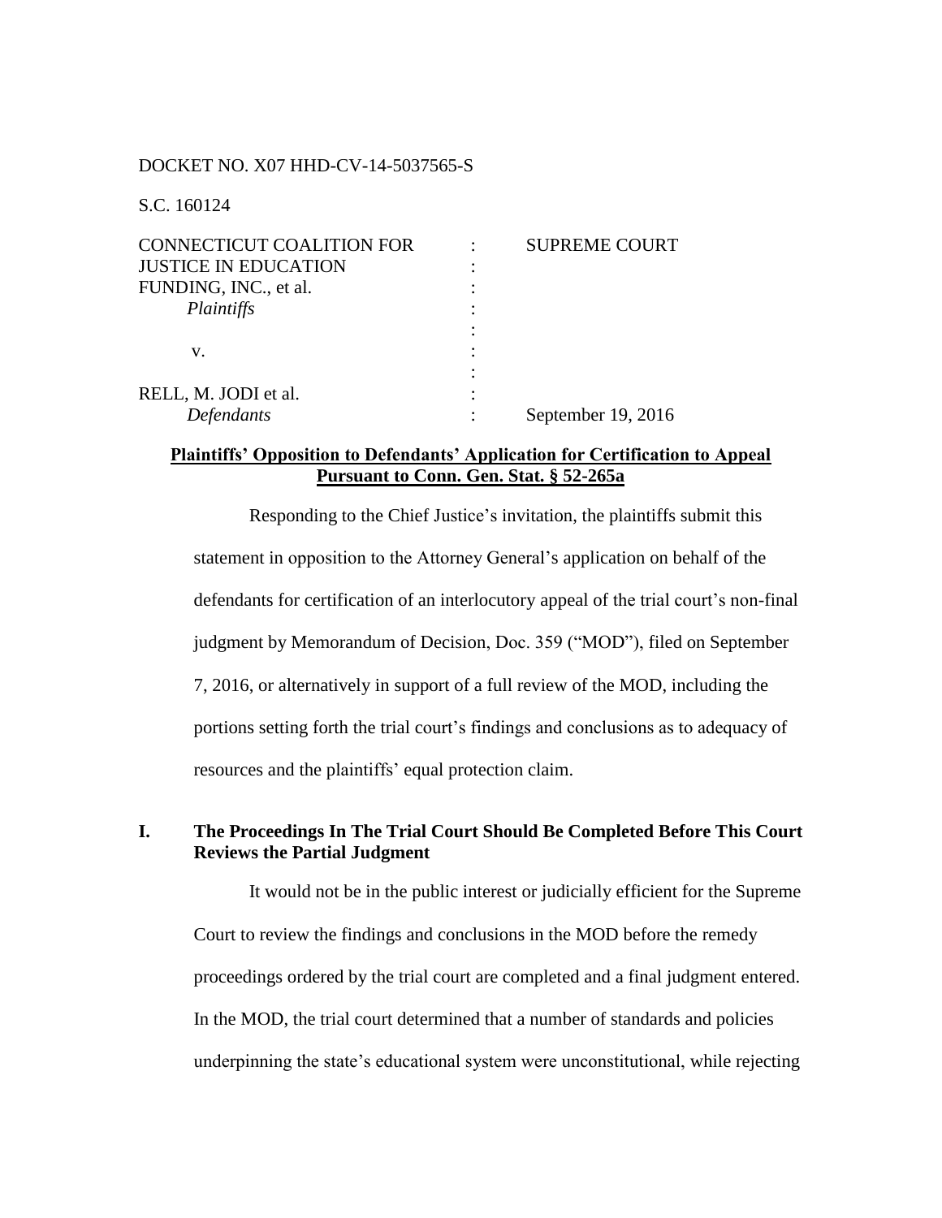DOCKET NO. X07 HHD-CV-14-5037565-S

S.C. 160124

| | | |
|---|---|---|
| CONNECTICUT COALITION FOR JUSTICE IN EDUCATION FUNDING, INC., et al. *Plaintiffs* | : | SUPREME COURT |
| v. | : | |
| RELL, M. JODI et al. *Defendants* | : | September 19, 2016 |

**Plaintiffs' Opposition to Defendants' Application for Certification to Appeal Pursuant to Conn. Gen. Stat. § 52-265a**

Responding to the Chief Justice's invitation, the plaintiffs submit this statement in opposition to the Attorney General's application on behalf of the defendants for certification of an interlocutory appeal of the trial court's non-final judgment by Memorandum of Decision, Doc. 359 ("MOD"), filed on September 7, 2016, or alternatively in support of a full review of the MOD, including the portions setting forth the trial court's findings and conclusions as to adequacy of resources and the plaintiffs' equal protection claim.

## I. The Proceedings In The Trial Court Should Be Completed Before This Court Reviews the Partial Judgment

It would not be in the public interest or judicially efficient for the Supreme Court to review the findings and conclusions in the MOD before the remedy proceedings ordered by the trial court are completed and a final judgment entered. In the MOD, the trial court determined that a number of standards and policies underpinning the state's educational system were unconstitutional, while rejecting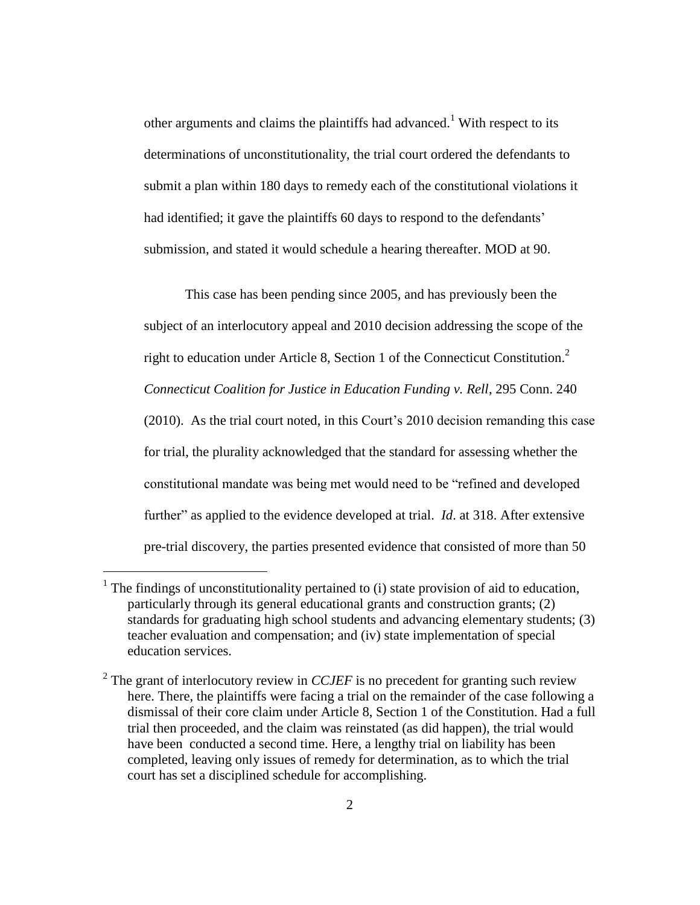other arguments and claims the plaintiffs had advanced.[1] With respect to its determinations of unconstitutionality, the trial court ordered the defendants to submit a plan within 180 days to remedy each of the constitutional violations it had identified; it gave the plaintiffs 60 days to respond to the defendants' submission, and stated it would schedule a hearing thereafter. MOD at 90.

This case has been pending since 2005, and has previously been the subject of an interlocutory appeal and 2010 decision addressing the scope of the right to education under Article 8, Section 1 of the Connecticut Constitution.[2] *Connecticut Coalition for Justice in Education Funding v. Rell*, 295 Conn. 240 (2010). As the trial court noted, in this Court's 2010 decision remanding this case for trial, the plurality acknowledged that the standard for assessing whether the constitutional mandate was being met would need to be "refined and developed further" as applied to the evidence developed at trial. *Id*. at 318. After extensive pre-trial discovery, the parties presented evidence that consisted of more than 50

---

[1] The findings of unconstitutionality pertained to (i) state provision of aid to education, particularly through its general educational grants and construction grants; (2) standards for graduating high school students and advancing elementary students; (3) teacher evaluation and compensation; and (iv) state implementation of special education services.

[2] The grant of interlocutory review in *CCJEF* is no precedent for granting such review here. There, the plaintiffs were facing a trial on the remainder of the case following a dismissal of their core claim under Article 8, Section 1 of the Constitution. Had a full trial then proceeded, and the claim was reinstated (as did happen), the trial would have been conducted a second time. Here, a lengthy trial on liability has been completed, leaving only issues of remedy for determination, as to which the trial court has set a disciplined schedule for accomplishing.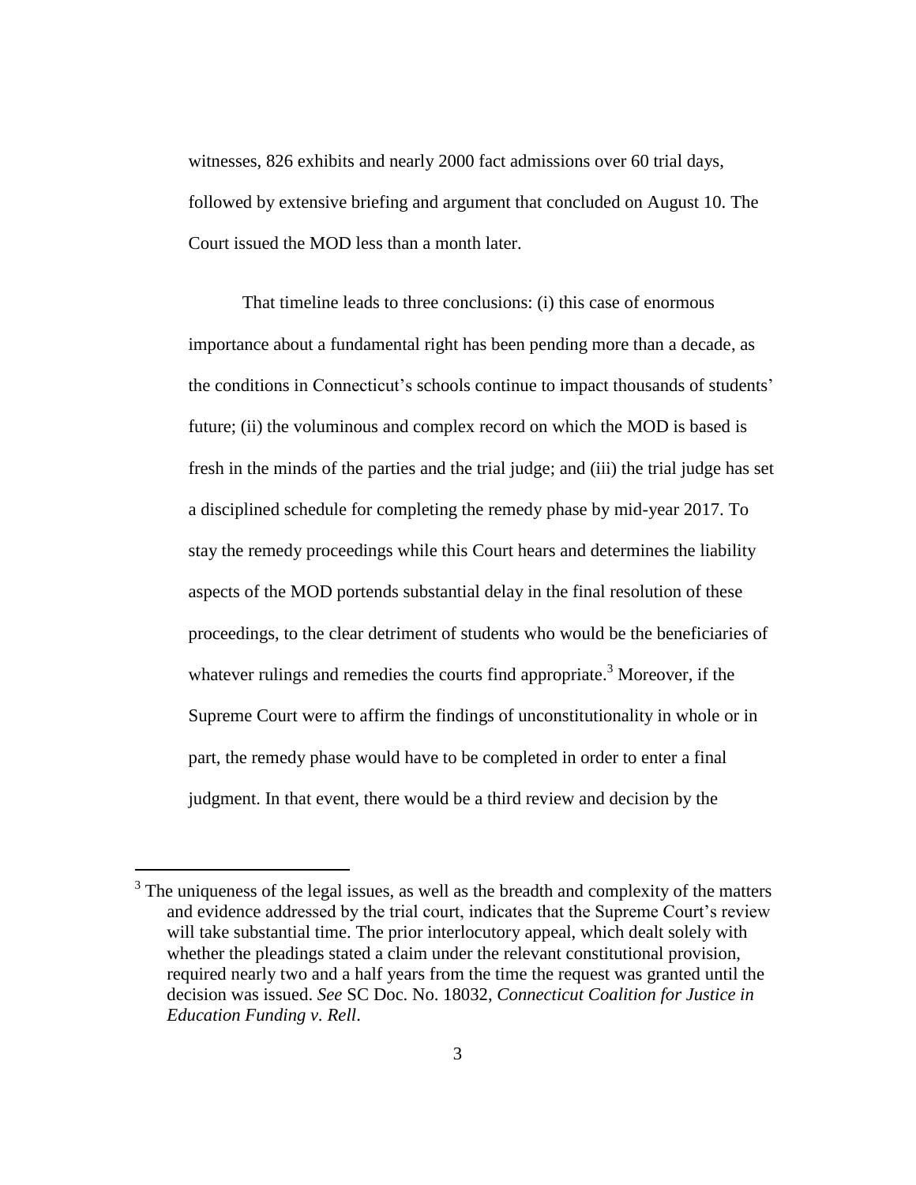witnesses, 826 exhibits and nearly 2000 fact admissions over 60 trial days, followed by extensive briefing and argument that concluded on August 10. The Court issued the MOD less than a month later.

That timeline leads to three conclusions: (i) this case of enormous importance about a fundamental right has been pending more than a decade, as the conditions in Connecticut's schools continue to impact thousands of students' future; (ii) the voluminous and complex record on which the MOD is based is fresh in the minds of the parties and the trial judge; and (iii) the trial judge has set a disciplined schedule for completing the remedy phase by mid-year 2017. To stay the remedy proceedings while this Court hears and determines the liability aspects of the MOD portends substantial delay in the final resolution of these proceedings, to the clear detriment of students who would be the beneficiaries of whatever rulings and remedies the courts find appropriate.[3] Moreover, if the Supreme Court were to affirm the findings of unconstitutionality in whole or in part, the remedy phase would have to be completed in order to enter a final judgment. In that event, there would be a third review and decision by the

---

[3] The uniqueness of the legal issues, as well as the breadth and complexity of the matters and evidence addressed by the trial court, indicates that the Supreme Court's review will take substantial time. The prior interlocutory appeal, which dealt solely with whether the pleadings stated a claim under the relevant constitutional provision, required nearly two and a half years from the time the request was granted until the decision was issued. *See* SC Doc. No. 18032, *Connecticut Coalition for Justice in Education Funding v. Rell*.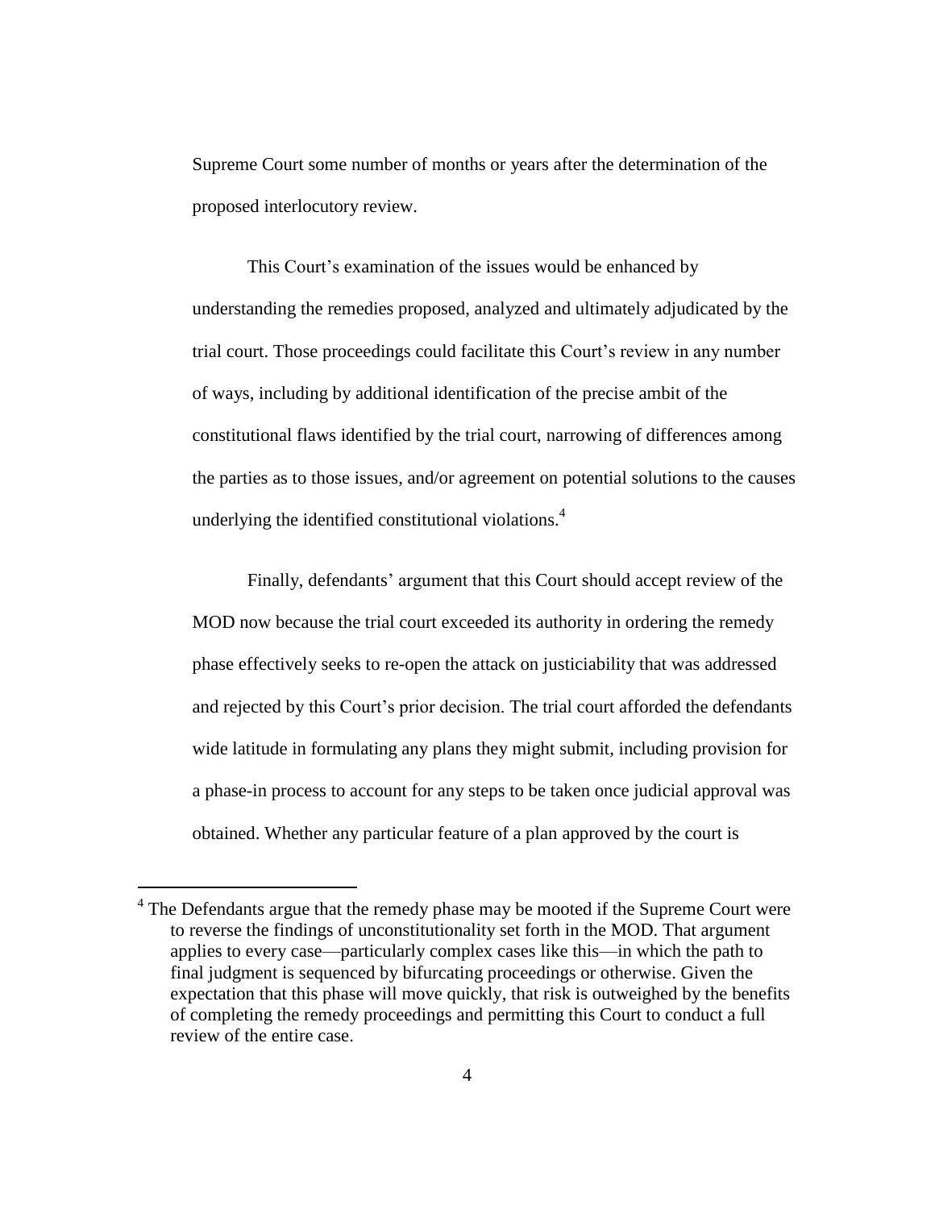Supreme Court some number of months or years after the determination of the proposed interlocutory review.

This Court's examination of the issues would be enhanced by understanding the remedies proposed, analyzed and ultimately adjudicated by the trial court. Those proceedings could facilitate this Court's review in any number of ways, including by additional identification of the precise ambit of the constitutional flaws identified by the trial court, narrowing of differences among the parties as to those issues, and/or agreement on potential solutions to the causes underlying the identified constitutional violations.[4]

Finally, defendants' argument that this Court should accept review of the MOD now because the trial court exceeded its authority in ordering the remedy phase effectively seeks to re-open the attack on justiciability that was addressed and rejected by this Court's prior decision. The trial court afforded the defendants wide latitude in formulating any plans they might submit, including provision for a phase-in process to account for any steps to be taken once judicial approval was obtained. Whether any particular feature of a plan approved by the court is

---

[4] The Defendants argue that the remedy phase may be mooted if the Supreme Court were to reverse the findings of unconstitutionality set forth in the MOD. That argument applies to every case—particularly complex cases like this—in which the path to final judgment is sequenced by bifurcating proceedings or otherwise. Given the expectation that this phase will move quickly, that risk is outweighed by the benefits of completing the remedy proceedings and permitting this Court to conduct a full review of the entire case.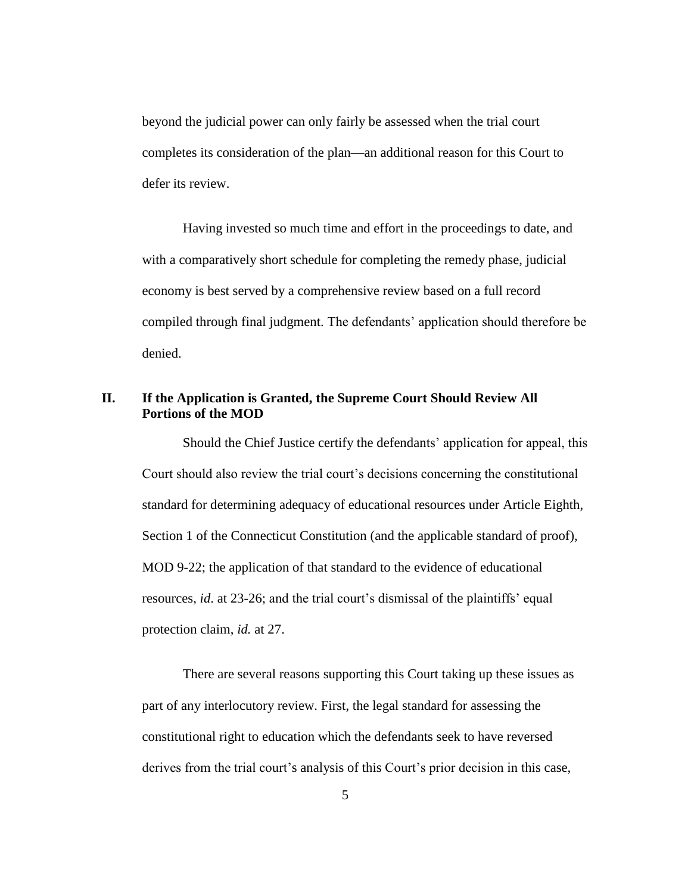beyond the judicial power can only fairly be assessed when the trial court completes its consideration of the plan—an additional reason for this Court to defer its review.

Having invested so much time and effort in the proceedings to date, and with a comparatively short schedule for completing the remedy phase, judicial economy is best served by a comprehensive review based on a full record compiled through final judgment. The defendants' application should therefore be denied.

## II. If the Application is Granted, the Supreme Court Should Review All Portions of the MOD

Should the Chief Justice certify the defendants' application for appeal, this Court should also review the trial court's decisions concerning the constitutional standard for determining adequacy of educational resources under Article Eighth, Section 1 of the Connecticut Constitution (and the applicable standard of proof), MOD 9-22; the application of that standard to the evidence of educational resources, *id*. at 23-26; and the trial court's dismissal of the plaintiffs' equal protection claim, *id.* at 27.

There are several reasons supporting this Court taking up these issues as part of any interlocutory review. First, the legal standard for assessing the constitutional right to education which the defendants seek to have reversed derives from the trial court's analysis of this Court's prior decision in this case,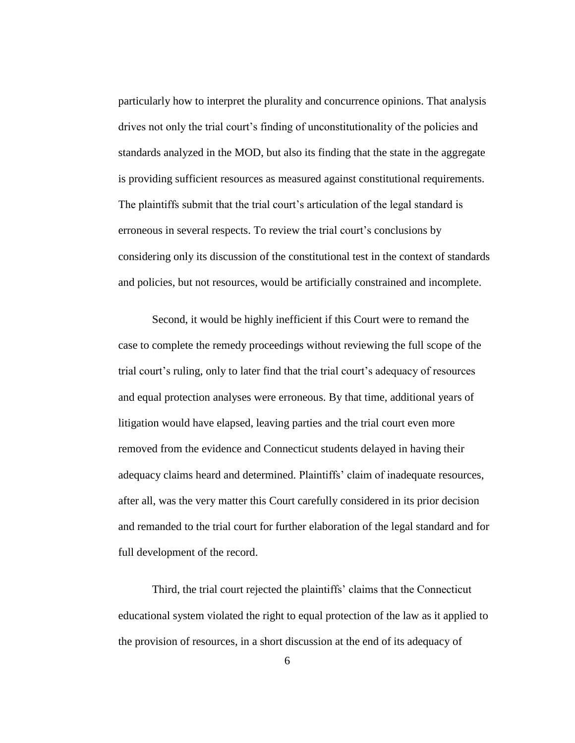particularly how to interpret the plurality and concurrence opinions. That analysis drives not only the trial court's finding of unconstitutionality of the policies and standards analyzed in the MOD, but also its finding that the state in the aggregate is providing sufficient resources as measured against constitutional requirements. The plaintiffs submit that the trial court's articulation of the legal standard is erroneous in several respects. To review the trial court's conclusions by considering only its discussion of the constitutional test in the context of standards and policies, but not resources, would be artificially constrained and incomplete.

Second, it would be highly inefficient if this Court were to remand the case to complete the remedy proceedings without reviewing the full scope of the trial court's ruling, only to later find that the trial court's adequacy of resources and equal protection analyses were erroneous. By that time, additional years of litigation would have elapsed, leaving parties and the trial court even more removed from the evidence and Connecticut students delayed in having their adequacy claims heard and determined. Plaintiffs' claim of inadequate resources, after all, was the very matter this Court carefully considered in its prior decision and remanded to the trial court for further elaboration of the legal standard and for full development of the record.

Third, the trial court rejected the plaintiffs' claims that the Connecticut educational system violated the right to equal protection of the law as it applied to the provision of resources, in a short discussion at the end of its adequacy of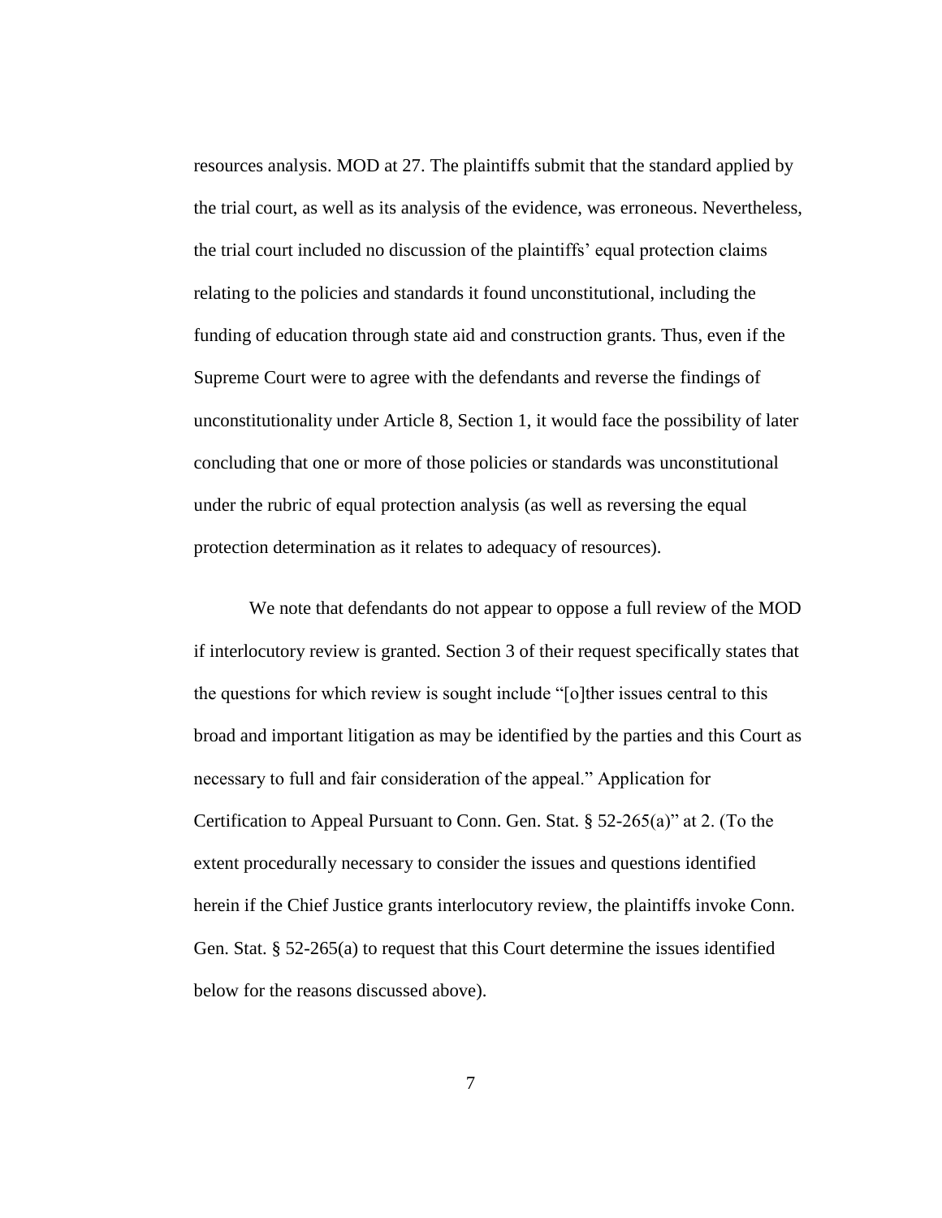resources analysis. MOD at 27. The plaintiffs submit that the standard applied by the trial court, as well as its analysis of the evidence, was erroneous. Nevertheless, the trial court included no discussion of the plaintiffs' equal protection claims relating to the policies and standards it found unconstitutional, including the funding of education through state aid and construction grants. Thus, even if the Supreme Court were to agree with the defendants and reverse the findings of unconstitutionality under Article 8, Section 1, it would face the possibility of later concluding that one or more of those policies or standards was unconstitutional under the rubric of equal protection analysis (as well as reversing the equal protection determination as it relates to adequacy of resources).

We note that defendants do not appear to oppose a full review of the MOD if interlocutory review is granted. Section 3 of their request specifically states that the questions for which review is sought include "[o]ther issues central to this broad and important litigation as may be identified by the parties and this Court as necessary to full and fair consideration of the appeal." Application for Certification to Appeal Pursuant to Conn. Gen. Stat. § 52-265(a)" at 2. (To the extent procedurally necessary to consider the issues and questions identified herein if the Chief Justice grants interlocutory review, the plaintiffs invoke Conn. Gen. Stat. § 52-265(a) to request that this Court determine the issues identified below for the reasons discussed above).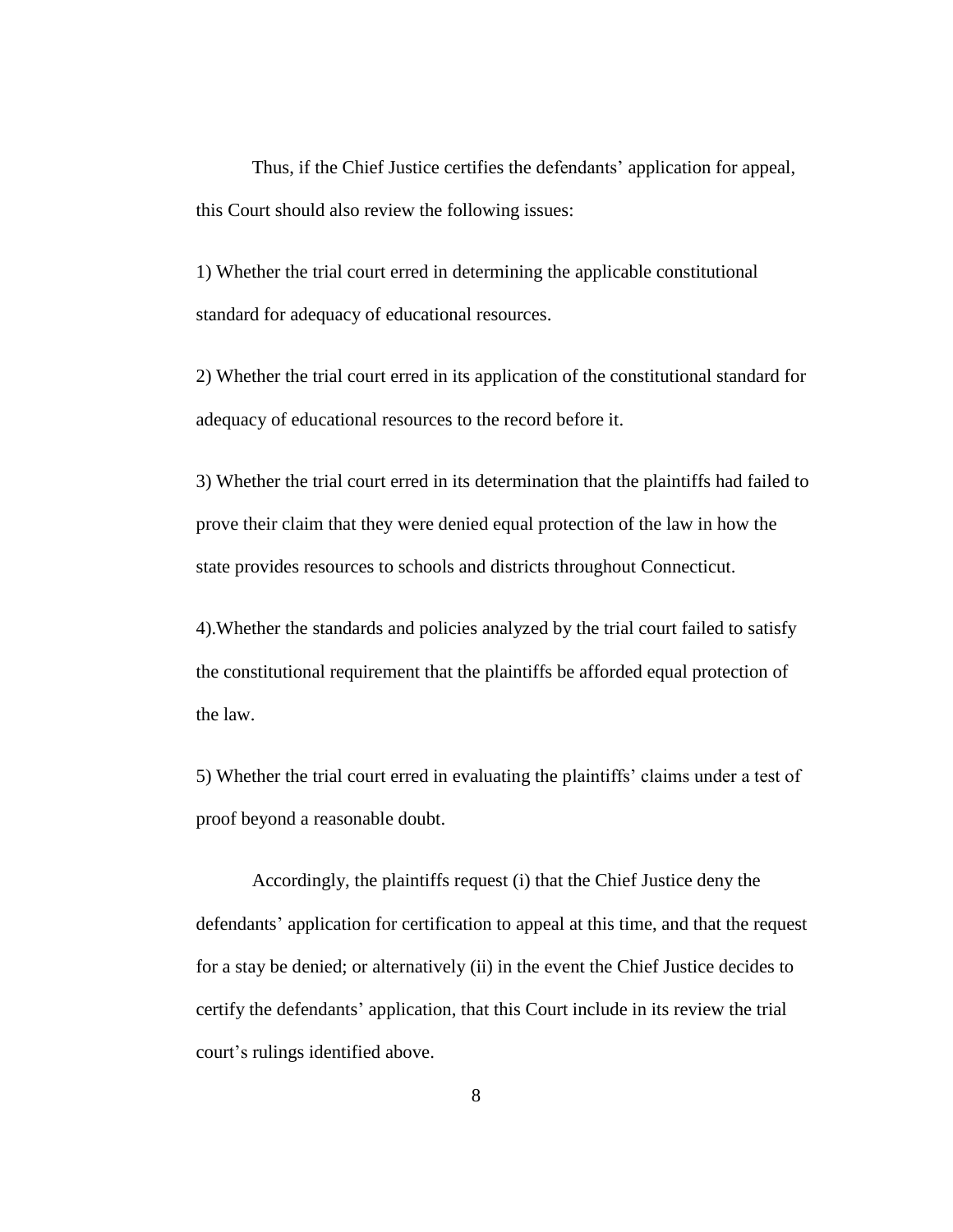Thus, if the Chief Justice certifies the defendants' application for appeal, this Court should also review the following issues:

1) Whether the trial court erred in determining the applicable constitutional standard for adequacy of educational resources.

2) Whether the trial court erred in its application of the constitutional standard for adequacy of educational resources to the record before it.

3) Whether the trial court erred in its determination that the plaintiffs had failed to prove their claim that they were denied equal protection of the law in how the state provides resources to schools and districts throughout Connecticut.

4).Whether the standards and policies analyzed by the trial court failed to satisfy the constitutional requirement that the plaintiffs be afforded equal protection of the law.

5) Whether the trial court erred in evaluating the plaintiffs' claims under a test of proof beyond a reasonable doubt.

Accordingly, the plaintiffs request (i) that the Chief Justice deny the defendants' application for certification to appeal at this time, and that the request for a stay be denied; or alternatively (ii) in the event the Chief Justice decides to certify the defendants' application, that this Court include in its review the trial court's rulings identified above.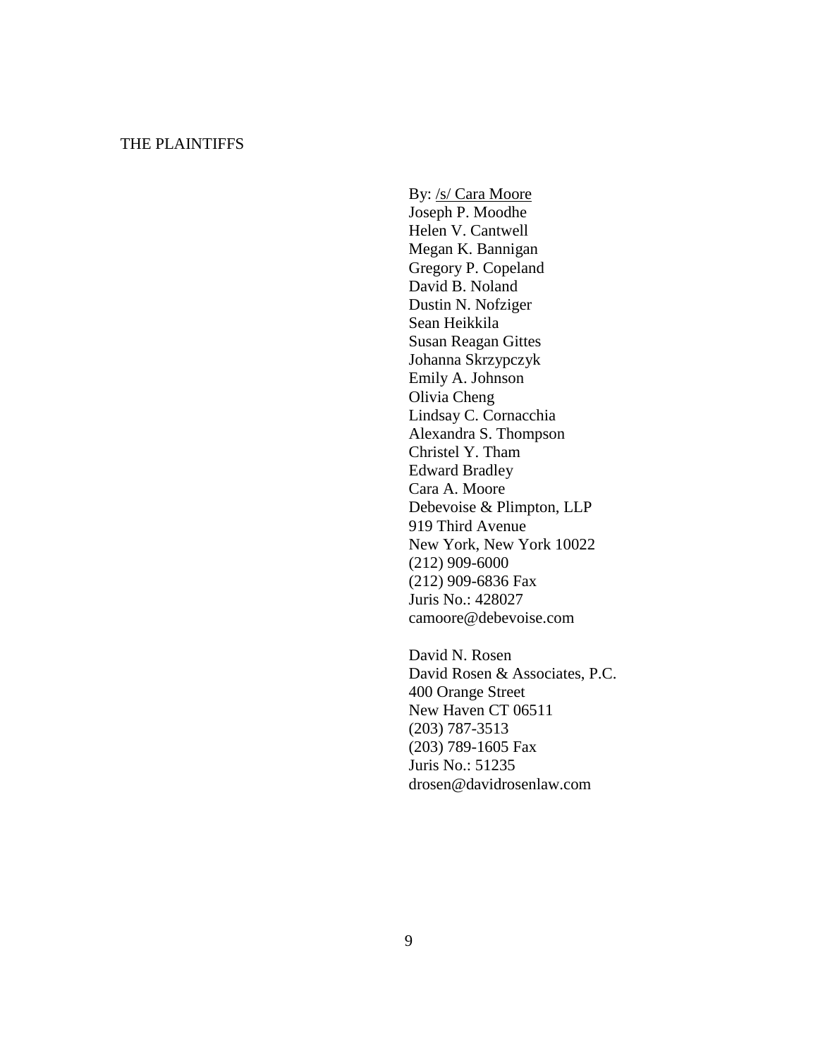THE PLAINTIFFS

By: /s/ Cara Moore  
Joseph P. Moodhe  
Helen V. Cantwell  
Megan K. Bannigan  
Gregory P. Copeland  
David B. Noland  
Dustin N. Nofziger  
Sean Heikkila  
Susan Reagan Gittes  
Johanna Skrzypczyk  
Emily A. Johnson  
Olivia Cheng  
Lindsay C. Cornacchia  
Alexandra S. Thompson  
Christel Y. Tham  
Edward Bradley  
Cara A. Moore  
Debevoise & Plimpton, LLP  
919 Third Avenue  
New York, New York 10022  
(212) 909-6000  
(212) 909-6836 Fax  
Juris No.: 428027  
camoore@debevoise.com

David N. Rosen  
David Rosen & Associates, P.C.  
400 Orange Street  
New Haven CT 06511  
(203) 787-3513  
(203) 789-1605 Fax  
Juris No.: 51235  
drosen@davidrosenlaw.com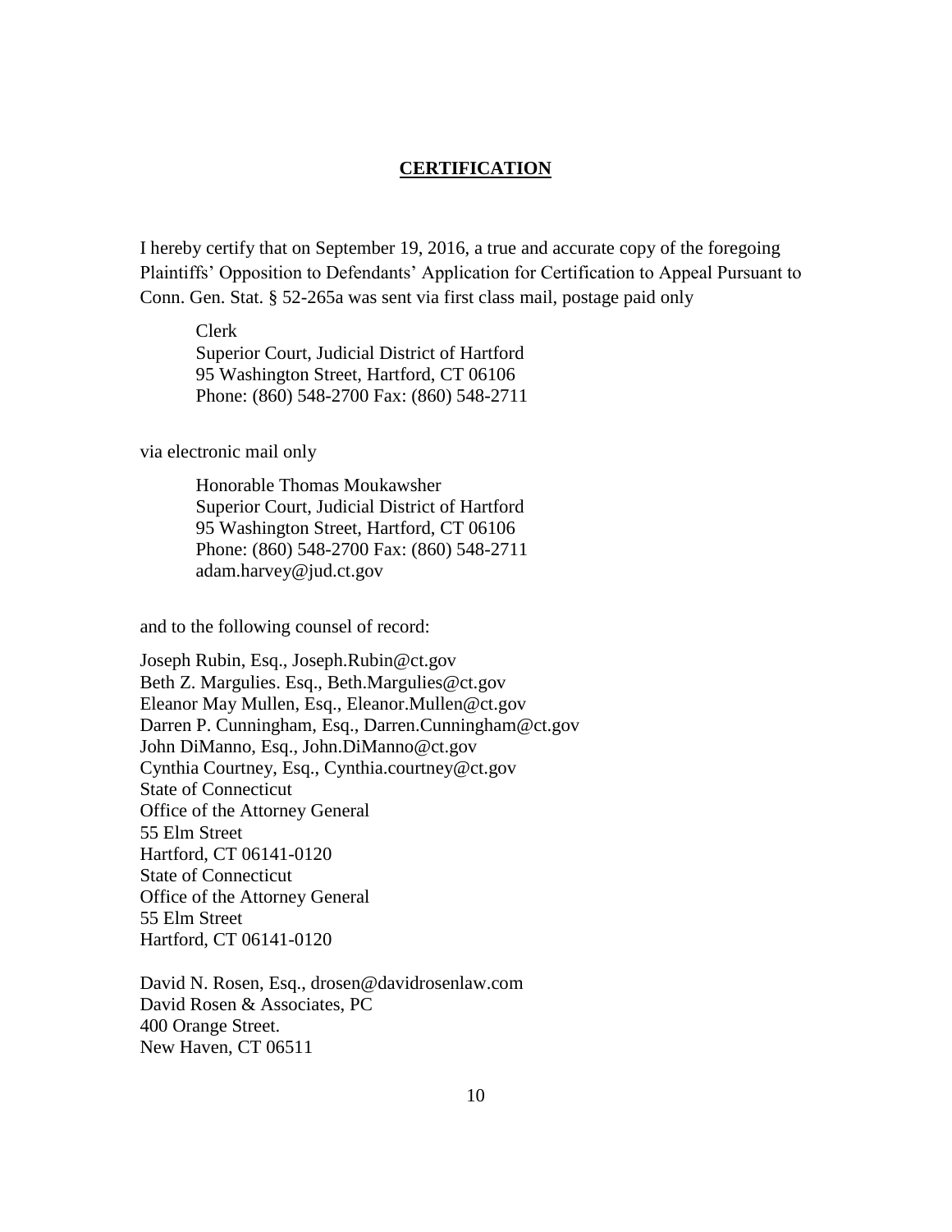**CERTIFICATION**

I hereby certify that on September 19, 2016, a true and accurate copy of the foregoing Plaintiffs' Opposition to Defendants' Application for Certification to Appeal Pursuant to Conn. Gen. Stat. § 52-265a was sent via first class mail, postage paid only

> Clerk
> Superior Court, Judicial District of Hartford
> 95 Washington Street, Hartford, CT 06106
> Phone: (860) 548-2700 Fax: (860) 548-2711

via electronic mail only

> Honorable Thomas Moukawsher
> Superior Court, Judicial District of Hartford
> 95 Washington Street, Hartford, CT 06106
> Phone: (860) 548-2700 Fax: (860) 548-2711
> adam.harvey@jud.ct.gov

and to the following counsel of record:

Joseph Rubin, Esq., Joseph.Rubin@ct.gov
Beth Z. Margulies. Esq., Beth.Margulies@ct.gov
Eleanor May Mullen, Esq., Eleanor.Mullen@ct.gov
Darren P. Cunningham, Esq., Darren.Cunningham@ct.gov
John DiManno, Esq., John.DiManno@ct.gov
Cynthia Courtney, Esq., Cynthia.courtney@ct.gov
State of Connecticut
Office of the Attorney General
55 Elm Street
Hartford, CT 06141-0120
State of Connecticut
Office of the Attorney General
55 Elm Street
Hartford, CT 06141-0120

David N. Rosen, Esq., drosen@davidrosenlaw.com
David Rosen & Associates, PC
400 Orange Street.
New Haven, CT 06511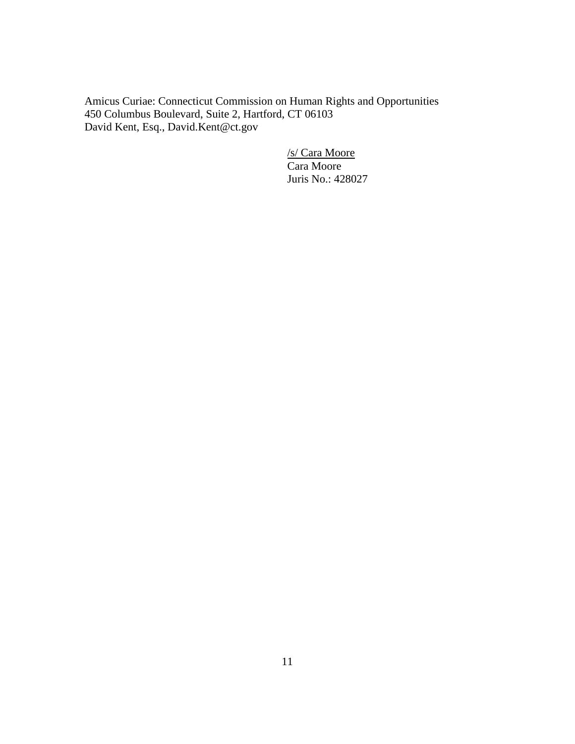Amicus Curiae: Connecticut Commission on Human Rights and Opportunities
450 Columbus Boulevard, Suite 2, Hartford, CT 06103
David Kent, Esq., David.Kent@ct.gov

/s/ Cara Moore
Cara Moore
Juris No.: 428027